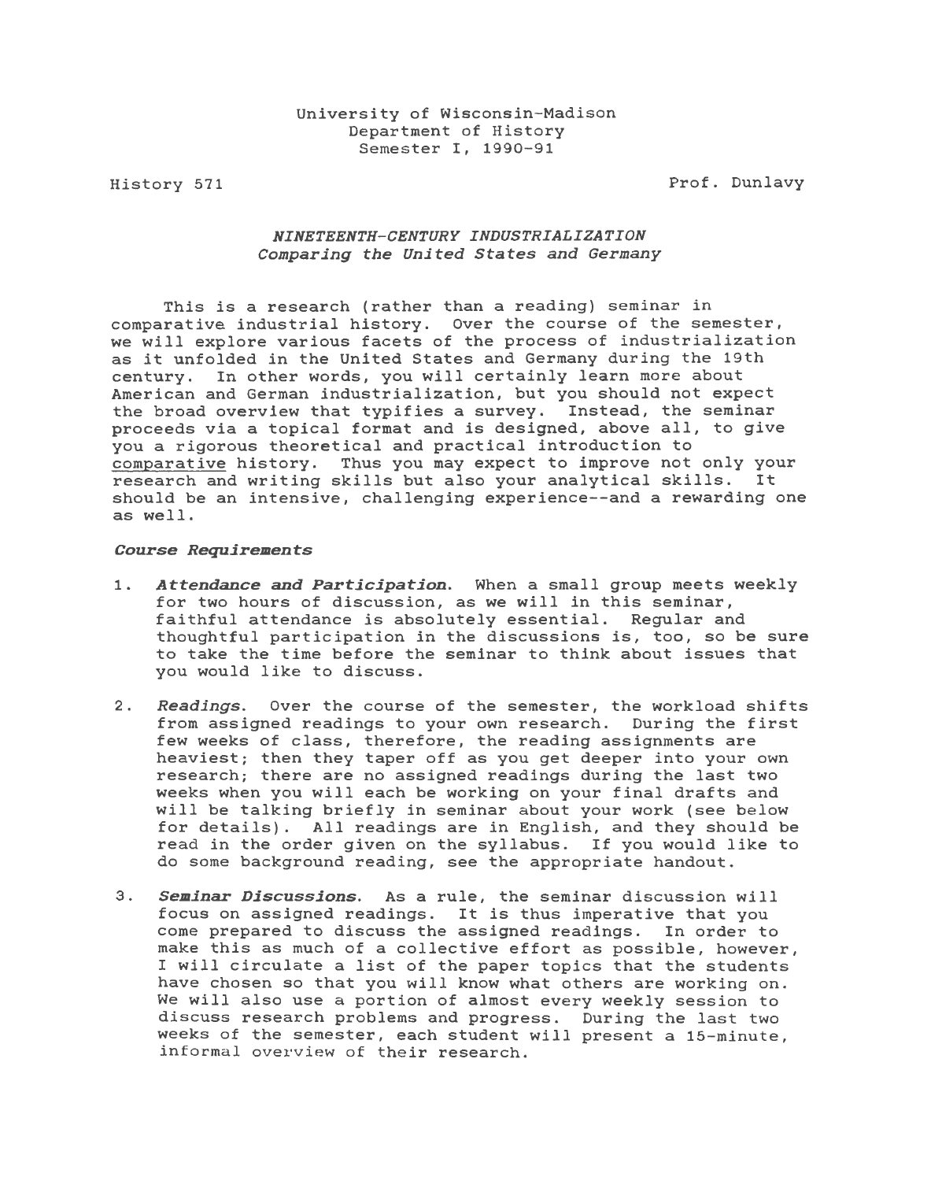University of Wisconsin-Madison
Department of History
Semester I, 1990-91

History 571 Prof. Dunlavy

# *NINETEENTH-CENTURY INDUSTRIALIZATION*
## *Comparing the United States and Germany*

This is a research (rather than a reading) seminar in comparative industrial history. Over the course of the semester, we will explore various facets of the process of industrialization as it unfolded in the United States and Germany during the 19th century. In other words, you will certainly learn more about American and German industrialization, but you should not expect the broad overview that typifies a survey. Instead, the seminar proceeds via a topical format and is designed, above all, to give you a rigorous theoretical and practical introduction to comparative history. Thus you may expect to improve not only your research and writing skills but also your analytical skills. It should be an intensive, challenging experience--and a rewarding one as well.

### *Course Requirements*

1. ***Attendance and Participation***. When a small group meets weekly for two hours of discussion, as we will in this seminar, faithful attendance is absolutely essential. Regular and thoughtful participation in the discussions is, too, so be sure to take the time before the seminar to think about issues that you would like to discuss.

2. ***Readings***. Over the course of the semester, the workload shifts from assigned readings to your own research. During the first few weeks of class, therefore, the reading assignments are heaviest; then they taper off as you get deeper into your own research; there are no assigned readings during the last two weeks when you will each be working on your final drafts and will be talking briefly in seminar about your work (see below for details). All readings are in English, and they should be read in the order given on the syllabus. If you would like to do some background reading, see the appropriate handout.

3. ***Seminar Discussions***. As a rule, the seminar discussion will focus on assigned readings. It is thus imperative that you come prepared to discuss the assigned readings. In order to make this as much of a collective effort as possible, however, I will circulate a list of the paper topics that the students have chosen so that you will know what others are working on. We will also use a portion of almost every weekly session to discuss research problems and progress. During the last two weeks of the semester, each student will present a 15-minute, informal overview of their research.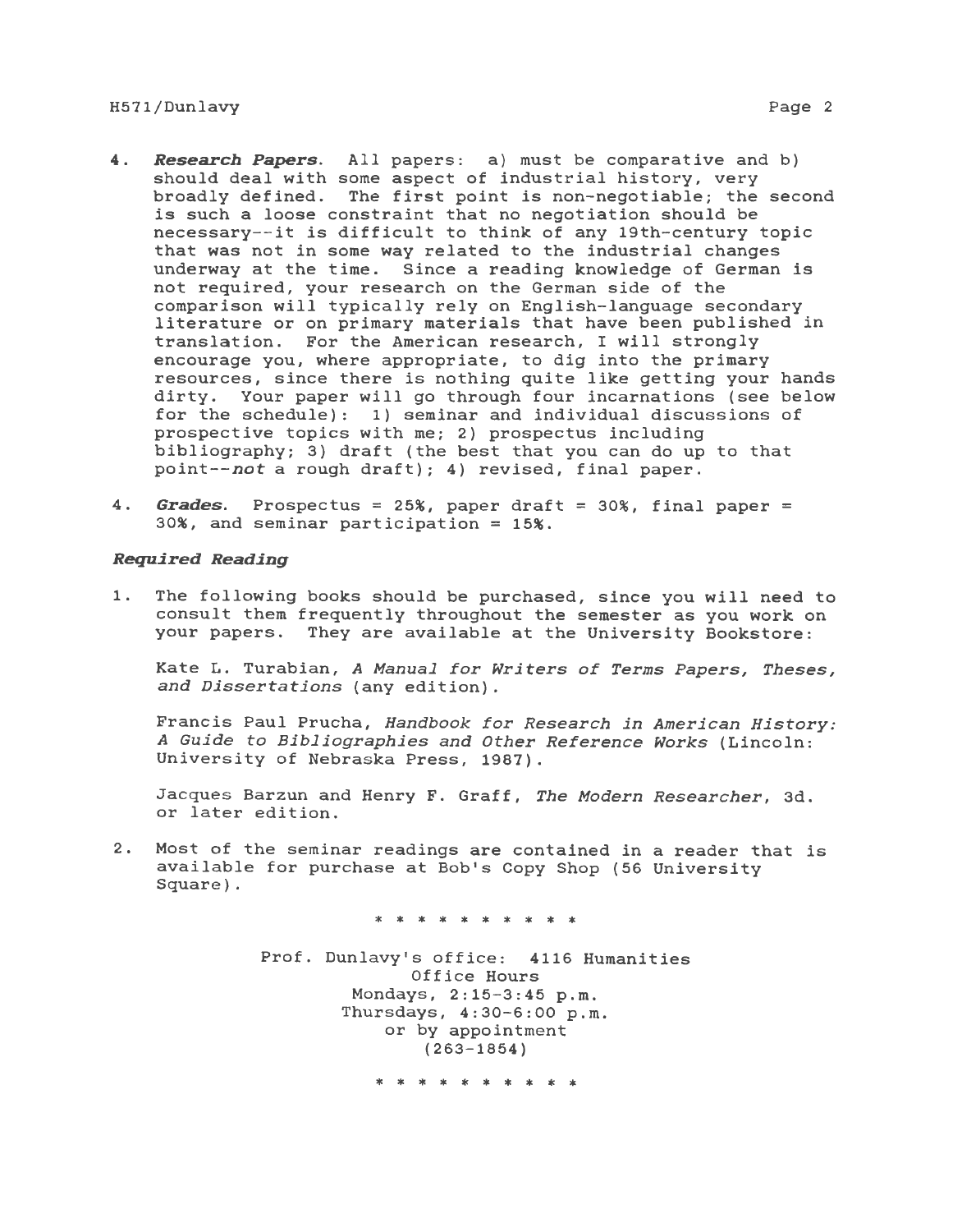4. ***Research Papers***. All papers: a) must be comparative and b) should deal with some aspect of industrial history, very broadly defined. The first point is non-negotiable; the second is such a loose constraint that no negotiation should be necessary--it is difficult to think of any 19th-century topic that was not in some way related to the industrial changes underway at the time. Since a reading knowledge of German is not required, your research on the German side of the comparison will typically rely on English-language secondary literature or on primary materials that have been published in translation. For the American research, I will strongly encourage you, where appropriate, to dig into the primary resources, since there is nothing quite like getting your hands dirty. Your paper will go through four incarnations (see below for the schedule): 1) seminar and individual discussions of prospective topics with me; 2) prospectus including bibliography; 3) draft (the best that you can do up to that point--*not* a rough draft); 4) revised, final paper.

4. ***Grades***. Prospectus = 25%, paper draft = 30%, final paper = 30%, and seminar participation = 15%.

### *Required Reading*

1. The following books should be purchased, since you will need to consult them frequently throughout the semester as you work on your papers. They are available at the University Bookstore:

   Kate L. Turabian, *A Manual for Writers of Terms Papers, Theses, and Dissertations* (any edition).

   Francis Paul Prucha, *Handbook for Research in American History: A Guide to Bibliographies and Other Reference Works* (Lincoln: University of Nebraska Press, 1987).

   Jacques Barzun and Henry F. Graff, *The Modern Researcher*, 3d. or later edition.

2. Most of the seminar readings are contained in a reader that is available for purchase at Bob's Copy Shop (56 University Square).

\* \* \* \* \* \* \* \* \* \* \*

Prof. Dunlavy's office: 4116 Humanities
Office Hours
Mondays, 2:15-3:45 p.m.
Thursdays, 4:30-6:00 p.m.
or by appointment
(263-1854)

\* \* \* \* \* \* \* \* \* \* \*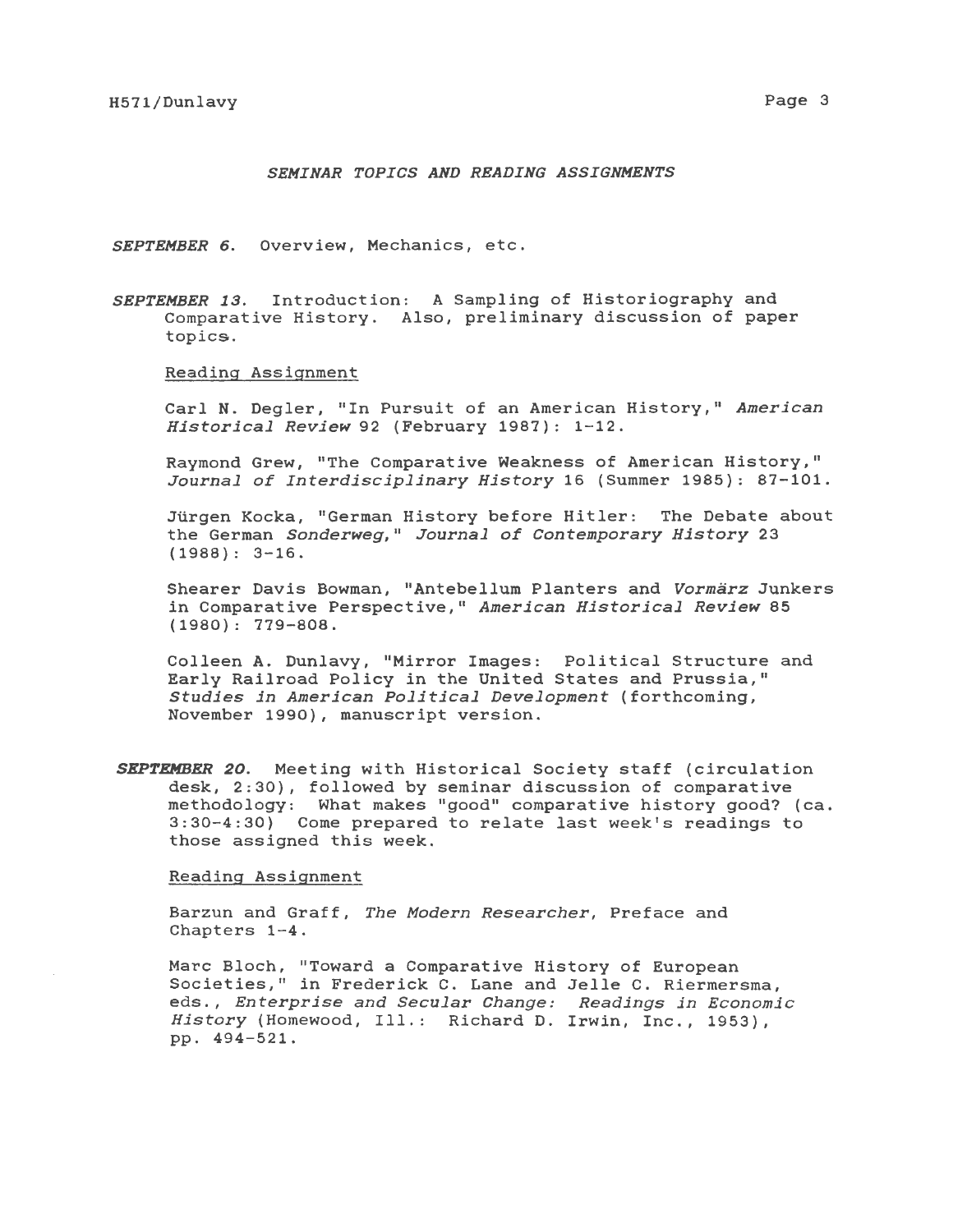## *SEMINAR TOPICS AND READING ASSIGNMENTS*

***SEPTEMBER 6.*** Overview, Mechanics, etc.

***SEPTEMBER 13.*** Introduction: A Sampling of Historiography and Comparative History. Also, preliminary discussion of paper topics.

Reading Assignment

Carl N. Degler, "In Pursuit of an American History," *American Historical Review* 92 (February 1987): 1-12.

Raymond Grew, "The Comparative Weakness of American History," *Journal of Interdisciplinary History* 16 (Summer 1985): 87-101.

Jürgen Kocka, "German History before Hitler: The Debate about the German *Sonderweg*," *Journal of Contemporary History* 23 (1988): 3-16.

Shearer Davis Bowman, "Antebellum Planters and *Vormärz* Junkers in Comparative Perspective," *American Historical Review* 85 (1980): 779-808.

Colleen A. Dunlavy, "Mirror Images: Political Structure and Early Railroad Policy in the United States and Prussia," *Studies in American Political Development* (forthcoming, November 1990), manuscript version.

***SEPTEMBER 20.*** Meeting with Historical Society staff (circulation desk, 2:30), followed by seminar discussion of comparative methodology: What makes "good" comparative history good? (ca. 3:30-4:30) Come prepared to relate last week's readings to those assigned this week.

Reading Assignment

Barzun and Graff, *The Modern Researcher*, Preface and Chapters 1-4.

Marc Bloch, "Toward a Comparative History of European Societies," in Frederick C. Lane and Jelle C. Riermersma, eds., *Enterprise and Secular Change: Readings in Economic History* (Homewood, Ill.: Richard D. Irwin, Inc., 1953), pp. 494-521.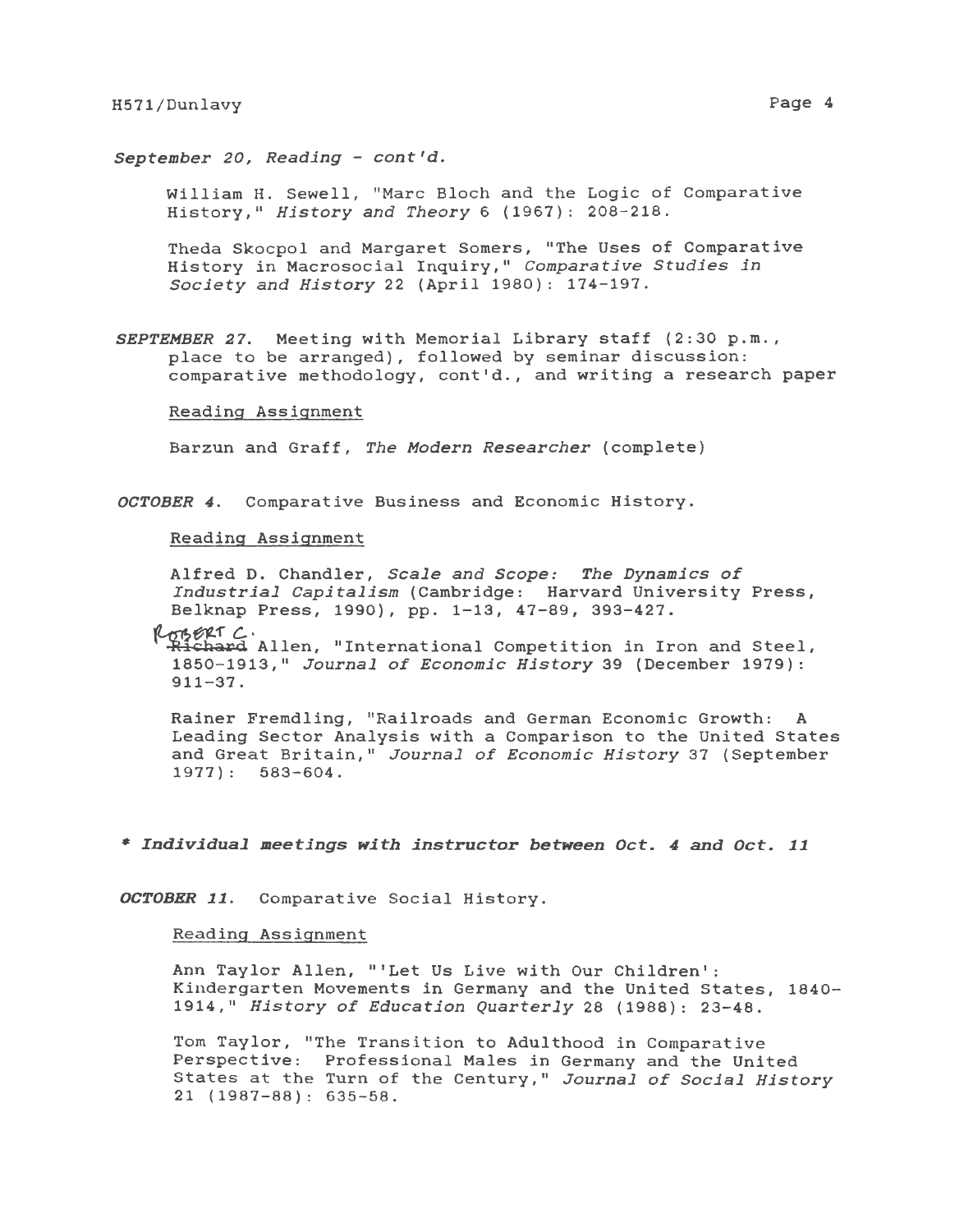*September 20, Reading - cont'd.*

William H. Sewell, "Marc Bloch and the Logic of Comparative History," *History and Theory* 6 (1967): 208-218.

Theda Skocpol and Margaret Somers, "The Uses of Comparative History in Macrosocial Inquiry," *Comparative Studies in Society and History* 22 (April 1980): 174-197.

***SEPTEMBER 27.*** Meeting with Memorial Library staff (2:30 p.m., place to be arranged), followed by seminar discussion: comparative methodology, cont'd., and writing a research paper

Reading Assignment

Barzun and Graff, *The Modern Researcher* (complete)

***OCTOBER 4.*** Comparative Business and Economic History.

Reading Assignment

Alfred D. Chandler, *Scale and Scope: The Dynamics of Industrial Capitalism* (Cambridge: Harvard University Press, Belknap Press, 1990), pp. 1-13, 47-89, 393-427.

~~Richard~~ Robert C. Allen, "International Competition in Iron and Steel, 1850-1913," *Journal of Economic History* 39 (December 1979): 911-37.

Rainer Fremdling, "Railroads and German Economic Growth: A Leading Sector Analysis with a Comparison to the United States and Great Britain," *Journal of Economic History* 37 (September 1977): 583-604.

***\* Individual meetings with instructor between Oct. 4 and Oct. 11***

***OCTOBER 11.*** Comparative Social History.

Reading Assignment

Ann Taylor Allen, "'Let Us Live with Our Children': Kindergarten Movements in Germany and the United States, 1840-1914," *History of Education Quarterly* 28 (1988): 23-48.

Tom Taylor, "The Transition to Adulthood in Comparative Perspective: Professional Males in Germany and the United States at the Turn of the Century," *Journal of Social History* 21 (1987-88): 635-58.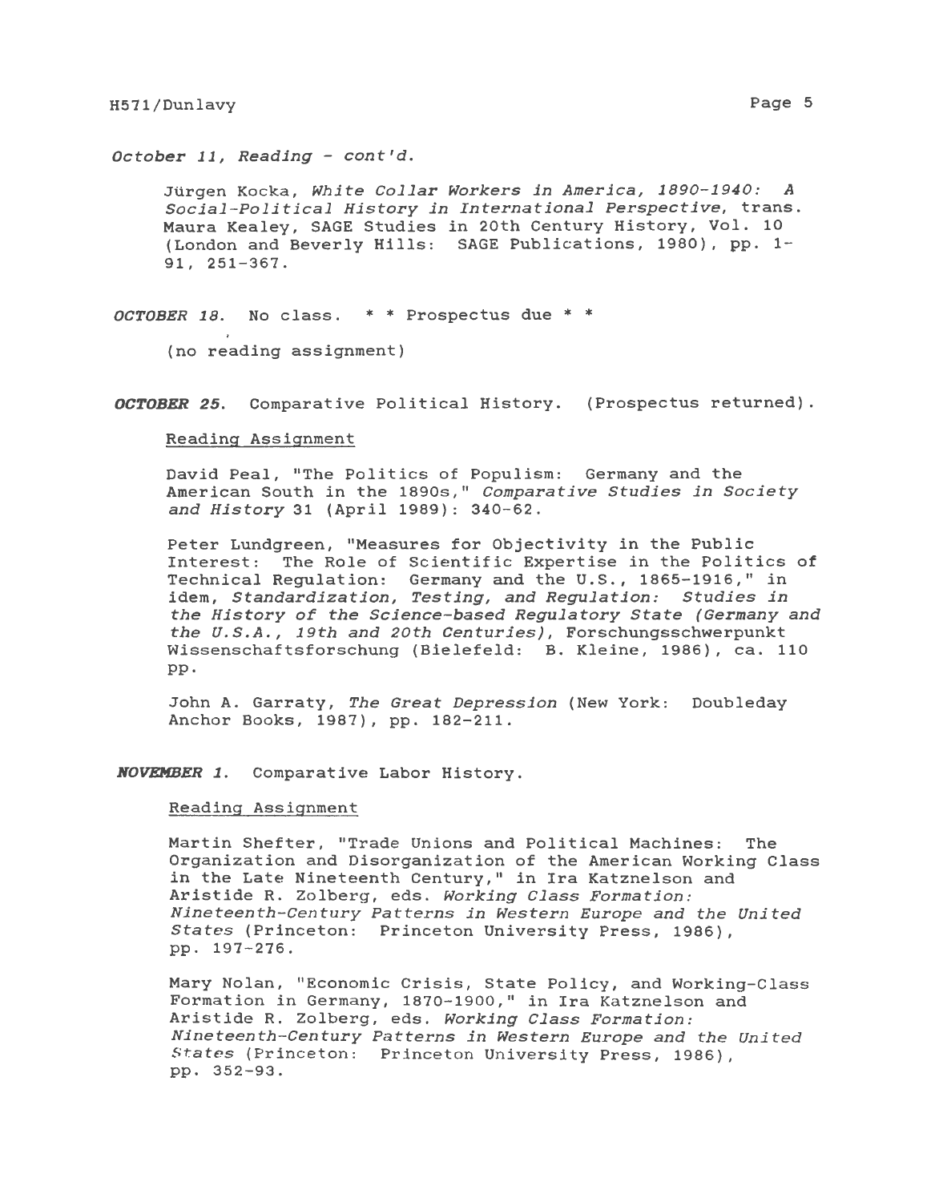*October 11, Reading - cont'd.*

Jürgen Kocka, *White Collar Workers in America, 1890-1940: A Social-Political History in International Perspective*, trans. Maura Kealey, SAGE Studies in 20th Century History, Vol. 10 (London and Beverly Hills: SAGE Publications, 1980), pp. 1-91, 251-367.

*OCTOBER 18*. No class. * * Prospectus due * *

(no reading assignment)

***OCTOBER 25***. Comparative Political History. (Prospectus returned).

Reading Assignment

David Peal, "The Politics of Populism: Germany and the American South in the 1890s," *Comparative Studies in Society and History* 31 (April 1989): 340-62.

Peter Lundgreen, "Measures for Objectivity in the Public Interest: The Role of Scientific Expertise in the Politics of Technical Regulation: Germany and the U.S., 1865-1916," in idem, *Standardization, Testing, and Regulation: Studies in the History of the Science-based Regulatory State (Germany and the U.S.A., 19th and 20th Centuries)*, Forschungsschwerpunkt Wissenschaftsforschung (Bielefeld: B. Kleine, 1986), ca. 110 pp.

John A. Garraty, *The Great Depression* (New York: Doubleday Anchor Books, 1987), pp. 182-211.

***NOVEMBER 1***. Comparative Labor History.

Reading Assignment

Martin Shefter, "Trade Unions and Political Machines: The Organization and Disorganization of the American Working Class in the Late Nineteenth Century," in Ira Katznelson and Aristide R. Zolberg, eds. *Working Class Formation: Nineteenth-Century Patterns in Western Europe and the United States* (Princeton: Princeton University Press, 1986), pp. 197-276.

Mary Nolan, "Economic Crisis, State Policy, and Working-Class Formation in Germany, 1870-1900," in Ira Katznelson and Aristide R. Zolberg, eds. *Working Class Formation: Nineteenth-Century Patterns in Western Europe and the United States* (Princeton: Princeton University Press, 1986), pp. 352-93.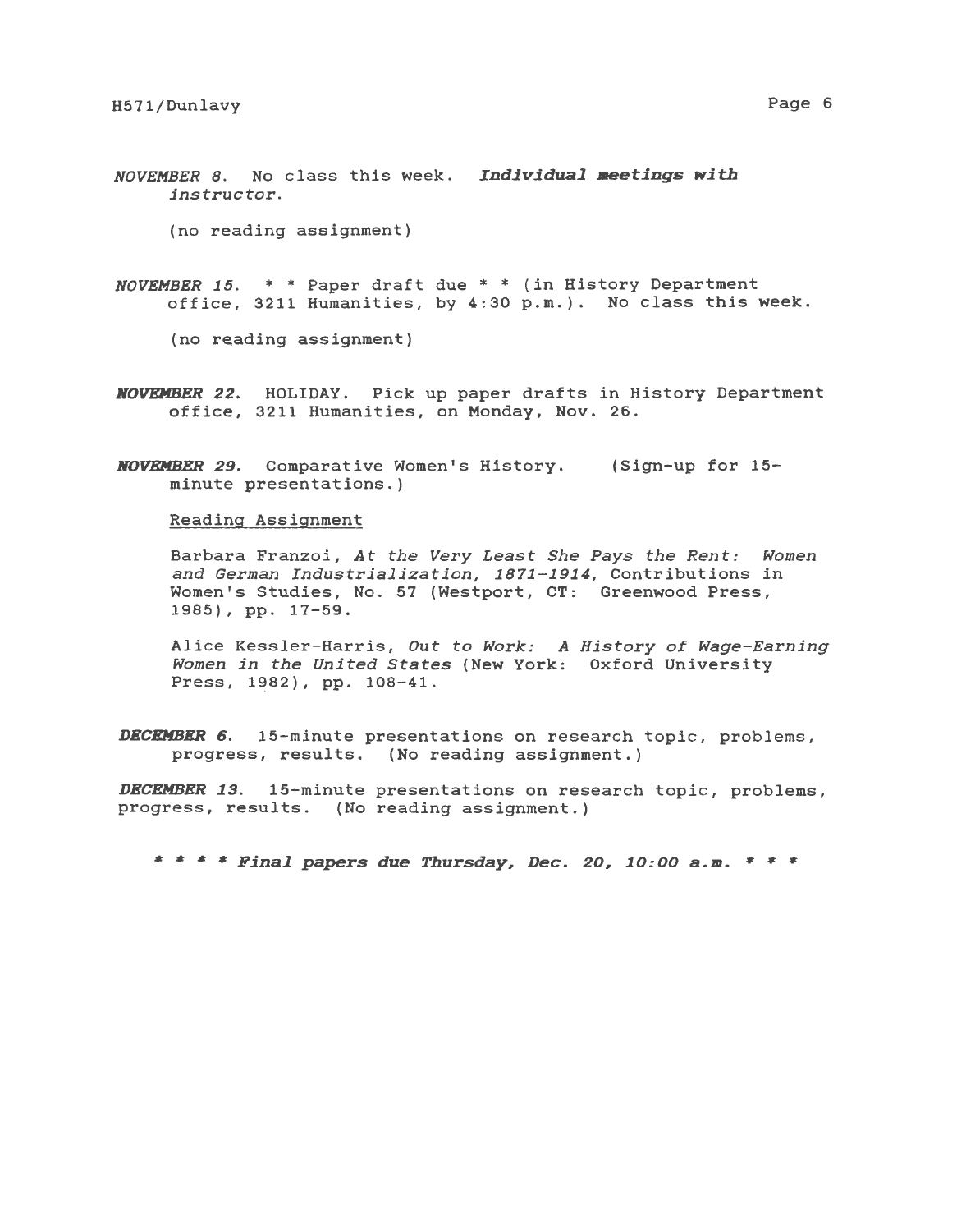*NOVEMBER 8*. No class this week. ***Individual meetings with instructor.***

(no reading assignment)

*NOVEMBER 15*. * * Paper draft due * * (in History Department office, 3211 Humanities, by 4:30 p.m.). No class this week.

(no reading assignment)

***NOVEMBER 22***. HOLIDAY. Pick up paper drafts in History Department office, 3211 Humanities, on Monday, Nov. 26.

***NOVEMBER 29***. Comparative Women's History. (Sign-up for 15-minute presentations.)

Reading Assignment

Barbara Franzoi, *At the Very Least She Pays the Rent: Women and German Industrialization, 1871-1914*, Contributions in Women's Studies, No. 57 (Westport, CT: Greenwood Press, 1985), pp. 17-59.

Alice Kessler-Harris, *Out to Work: A History of Wage-Earning Women in the United States* (New York: Oxford University Press, 1982), pp. 108-41.

***DECEMBER 6***. 15-minute presentations on research topic, problems, progress, results. (No reading assignment.)

***DECEMBER 13***. 15-minute presentations on research topic, problems, progress, results. (No reading assignment.)

*** * * * Final papers due Thursday, Dec. 20, 10:00 a.m. * * ***